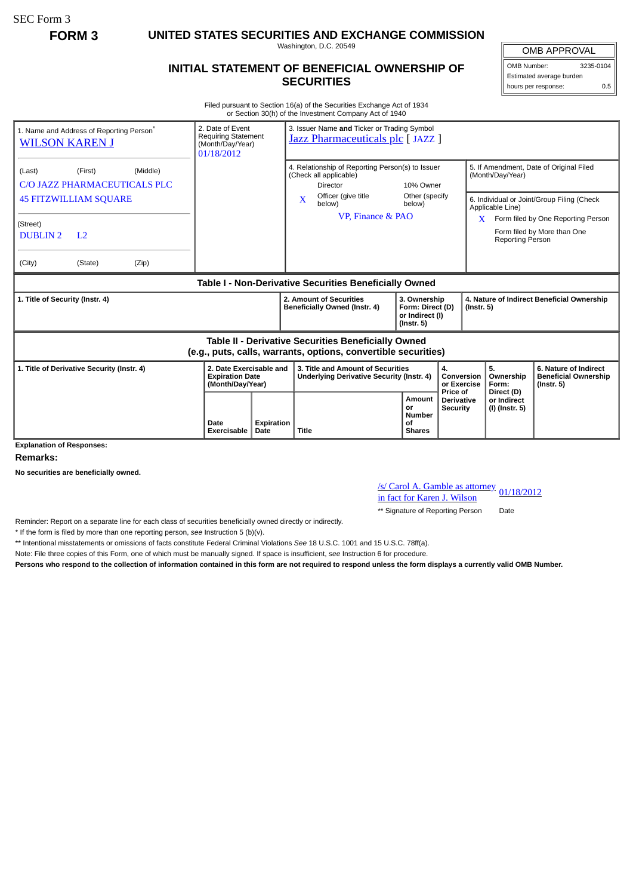SEC Form 3

**FORM 3**

# UNITED STATES SECURITIES AND EXCHANGE COMMISSION

Washington, D.C. 20549

## INITIAL STATEMENT OF BENEFICIAL OWNERSHIP OF SECURITIES

| OMB APPROVAL | |
|---|---|
| OMB Number: | 3235-0104 |
| Estimated average burden | |
| hours per response: | 0.5 |

Filed pursuant to Section 16(a) of the Securities Exchange Act of 1934
or Section 30(h) of the Investment Company Act of 1940

| 1. Name and Address of Reporting Person* | 2. Date of Event Requiring Statement (Month/Day/Year) | 3. Issuer Name **and** Ticker or Trading Symbol |
|---|---|---|
| WILSON KAREN J | 01/18/2012 | Jazz Pharmaceuticals plc [ JAZZ ] |
| (Last) (First) (Middle)<br>C/O JAZZ PHARMACEUTICALS PLC<br>45 FITZWILLIAM SQUARE | | 4. Relationship of Reporting Person(s) to Issuer (Check all applicable)<br>Director / 10% Owner<br>X Officer (give title below) / Other (specify below)<br>VP, Finance & PAO |
| (Street)<br>DUBLIN 2 L2 | | 5. If Amendment, Date of Original Filed (Month/Day/Year) |
| (City) (State) (Zip) | | 6. Individual or Joint/Group Filing (Check Applicable Line)<br>X Form filed by One Reporting Person<br>Form filed by More than One Reporting Person |

### Table I - Non-Derivative Securities Beneficially Owned

| 1. Title of Security (Instr. 4) | 2. Amount of Securities Beneficially Owned (Instr. 4) | 3. Ownership Form: Direct (D) or Indirect (I) (Instr. 5) | 4. Nature of Indirect Beneficial Ownership (Instr. 5) |
|---|---|---|---|

### Table II - Derivative Securities Beneficially Owned (e.g., puts, calls, warrants, options, convertible securities)

| 1. Title of Derivative Security (Instr. 4) | 2. Date Exercisable and Expiration Date (Month/Day/Year) | | 3. Title and Amount of Securities Underlying Derivative Security (Instr. 4) | | 4. Conversion or Exercise Price of Derivative Security | 5. Ownership Form: Direct (D) or Indirect (I) (Instr. 5) | 6. Nature of Indirect Beneficial Ownership (Instr. 5) |
|---|---|---|---|---|---|---|---|
| | Date Exercisable | Expiration Date | Title | Amount or Number of Shares | | | |

**Explanation of Responses:**

**Remarks:**

**No securities are beneficially owned.**

/s/ Carol A. Gamble as attorney in fact for Karen J. Wilson — 01/18/2012

\*\* Signature of Reporting Person — Date

Reminder: Report on a separate line for each class of securities beneficially owned directly or indirectly.

\* If the form is filed by more than one reporting person, *see* Instruction 5 (b)(v).

\*\* Intentional misstatements or omissions of facts constitute Federal Criminal Violations *See* 18 U.S.C. 1001 and 15 U.S.C. 78ff(a).

Note: File three copies of this Form, one of which must be manually signed. If space is insufficient, *see* Instruction 6 for procedure.

**Persons who respond to the collection of information contained in this form are not required to respond unless the form displays a currently valid OMB Number.**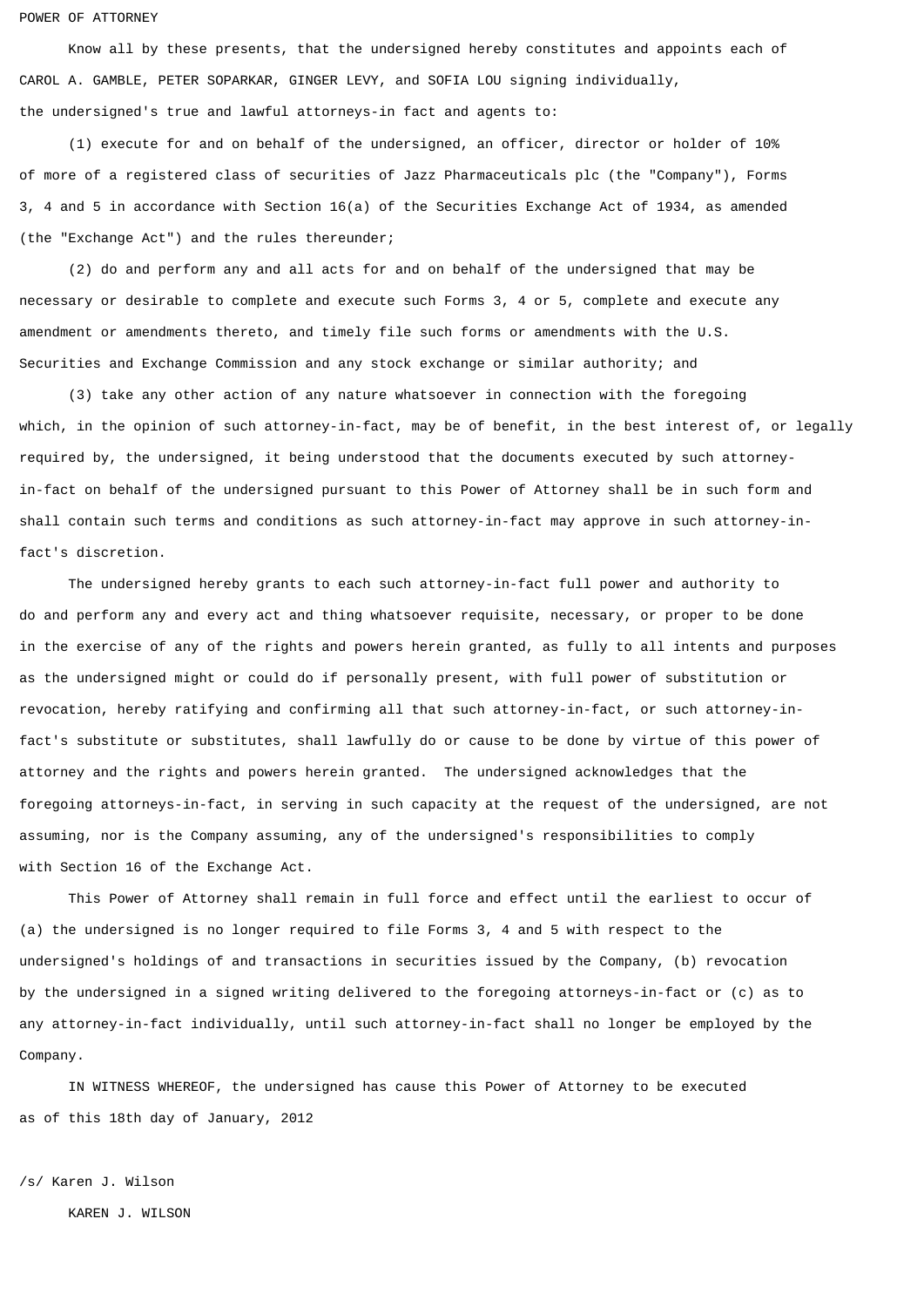POWER OF ATTORNEY

Know all by these presents, that the undersigned hereby constitutes and appoints each of CAROL A. GAMBLE, PETER SOPARKAR, GINGER LEVY, and SOFIA LOU signing individually, the undersigned's true and lawful attorneys-in fact and agents to:

(1) execute for and on behalf of the undersigned, an officer, director or holder of 10% of more of a registered class of securities of Jazz Pharmaceuticals plc (the "Company"), Forms 3, 4 and 5 in accordance with Section 16(a) of the Securities Exchange Act of 1934, as amended (the "Exchange Act") and the rules thereunder;

(2) do and perform any and all acts for and on behalf of the undersigned that may be necessary or desirable to complete and execute such Forms 3, 4 or 5, complete and execute any amendment or amendments thereto, and timely file such forms or amendments with the U.S. Securities and Exchange Commission and any stock exchange or similar authority; and

(3) take any other action of any nature whatsoever in connection with the foregoing which, in the opinion of such attorney-in-fact, may be of benefit, in the best interest of, or legally required by, the undersigned, it being understood that the documents executed by such attorney-in-fact on behalf of the undersigned pursuant to this Power of Attorney shall be in such form and shall contain such terms and conditions as such attorney-in-fact may approve in such attorney-in-fact's discretion.

The undersigned hereby grants to each such attorney-in-fact full power and authority to do and perform any and every act and thing whatsoever requisite, necessary, or proper to be done in the exercise of any of the rights and powers herein granted, as fully to all intents and purposes as the undersigned might or could do if personally present, with full power of substitution or revocation, hereby ratifying and confirming all that such attorney-in-fact, or such attorney-in-fact's substitute or substitutes, shall lawfully do or cause to be done by virtue of this power of attorney and the rights and powers herein granted. The undersigned acknowledges that the foregoing attorneys-in-fact, in serving in such capacity at the request of the undersigned, are not assuming, nor is the Company assuming, any of the undersigned's responsibilities to comply with Section 16 of the Exchange Act.

This Power of Attorney shall remain in full force and effect until the earliest to occur of (a) the undersigned is no longer required to file Forms 3, 4 and 5 with respect to the undersigned's holdings of and transactions in securities issued by the Company, (b) revocation by the undersigned in a signed writing delivered to the foregoing attorneys-in-fact or (c) as to any attorney-in-fact individually, until such attorney-in-fact shall no longer be employed by the Company.

IN WITNESS WHEREOF, the undersigned has cause this Power of Attorney to be executed as of this 18th day of January, 2012

/s/ Karen J. Wilson

KAREN J. WILSON